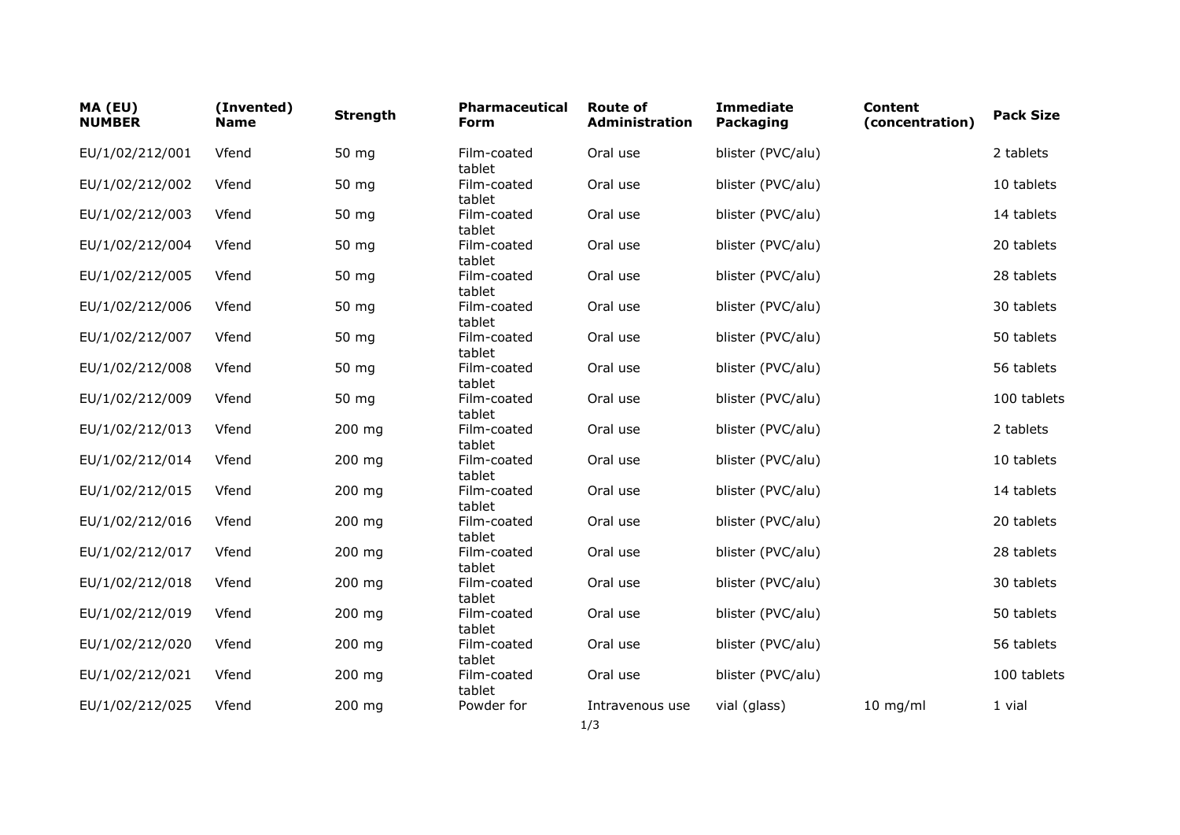| MA (EU) NUMBER | (Invented) Name | Strength | Pharmaceutical Form | Route of Administration | Immediate Packaging | Content (concentration) | Pack Size |
|---|---|---|---|---|---|---|---|
| EU/1/02/212/001 | Vfend | 50 mg | Film-coated tablet | Oral use | blister (PVC/alu) | | 2 tablets |
| EU/1/02/212/002 | Vfend | 50 mg | Film-coated tablet | Oral use | blister (PVC/alu) | | 10 tablets |
| EU/1/02/212/003 | Vfend | 50 mg | Film-coated tablet | Oral use | blister (PVC/alu) | | 14 tablets |
| EU/1/02/212/004 | Vfend | 50 mg | Film-coated tablet | Oral use | blister (PVC/alu) | | 20 tablets |
| EU/1/02/212/005 | Vfend | 50 mg | Film-coated tablet | Oral use | blister (PVC/alu) | | 28 tablets |
| EU/1/02/212/006 | Vfend | 50 mg | Film-coated tablet | Oral use | blister (PVC/alu) | | 30 tablets |
| EU/1/02/212/007 | Vfend | 50 mg | Film-coated tablet | Oral use | blister (PVC/alu) | | 50 tablets |
| EU/1/02/212/008 | Vfend | 50 mg | Film-coated tablet | Oral use | blister (PVC/alu) | | 56 tablets |
| EU/1/02/212/009 | Vfend | 50 mg | Film-coated tablet | Oral use | blister (PVC/alu) | | 100 tablets |
| EU/1/02/212/013 | Vfend | 200 mg | Film-coated tablet | Oral use | blister (PVC/alu) | | 2 tablets |
| EU/1/02/212/014 | Vfend | 200 mg | Film-coated tablet | Oral use | blister (PVC/alu) | | 10 tablets |
| EU/1/02/212/015 | Vfend | 200 mg | Film-coated tablet | Oral use | blister (PVC/alu) | | 14 tablets |
| EU/1/02/212/016 | Vfend | 200 mg | Film-coated tablet | Oral use | blister (PVC/alu) | | 20 tablets |
| EU/1/02/212/017 | Vfend | 200 mg | Film-coated tablet | Oral use | blister (PVC/alu) | | 28 tablets |
| EU/1/02/212/018 | Vfend | 200 mg | Film-coated tablet | Oral use | blister (PVC/alu) | | 30 tablets |
| EU/1/02/212/019 | Vfend | 200 mg | Film-coated tablet | Oral use | blister (PVC/alu) | | 50 tablets |
| EU/1/02/212/020 | Vfend | 200 mg | Film-coated tablet | Oral use | blister (PVC/alu) | | 56 tablets |
| EU/1/02/212/021 | Vfend | 200 mg | Film-coated tablet | Oral use | blister (PVC/alu) | | 100 tablets |
| EU/1/02/212/025 | Vfend | 200 mg | Powder for | Intravenous use | vial (glass) | 10 mg/ml | 1 vial |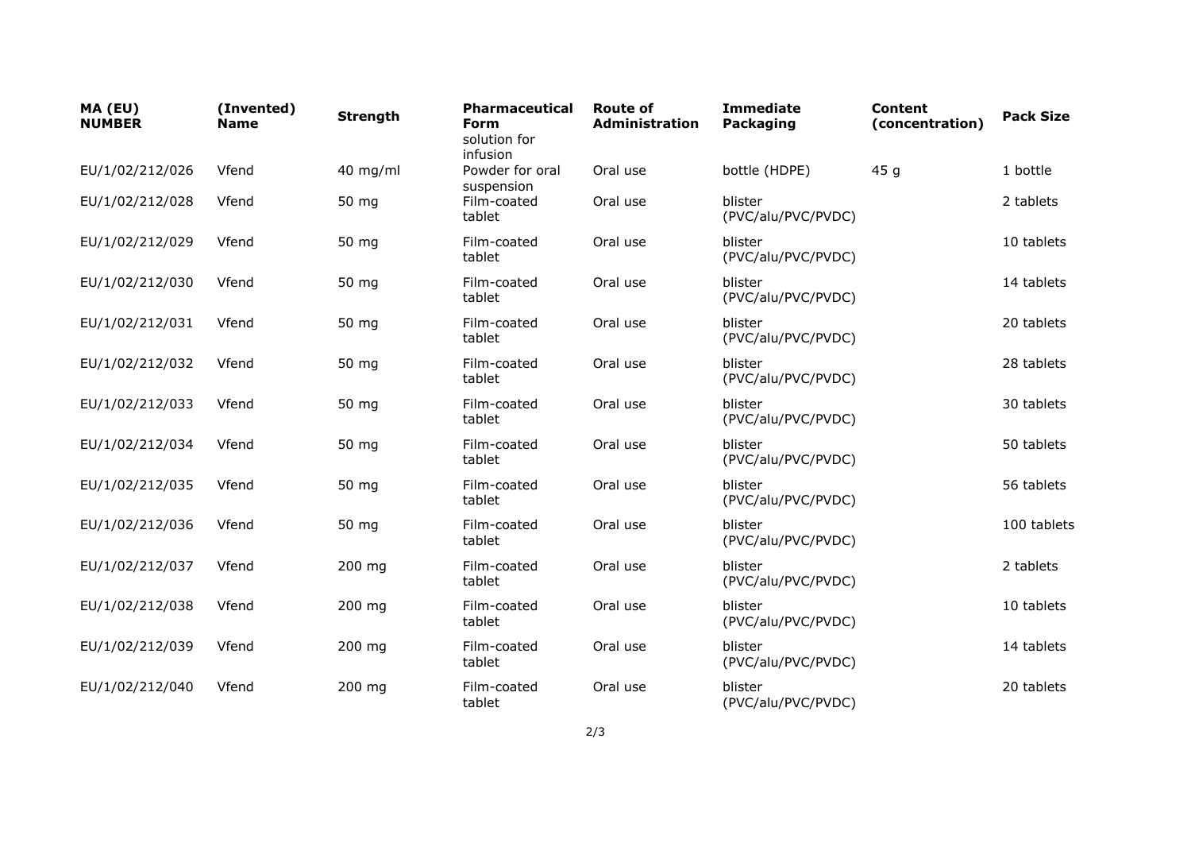| MA (EU) NUMBER | (Invented) Name | Strength | Pharmaceutical Form | Route of Administration | Immediate Packaging | Content (concentration) | Pack Size |
|---|---|---|---|---|---|---|---|
| | | | solution for infusion | | | | |
| EU/1/02/212/026 | Vfend | 40 mg/ml | Powder for oral suspension | Oral use | bottle (HDPE) | 45 g | 1 bottle |
| EU/1/02/212/028 | Vfend | 50 mg | Film-coated tablet | Oral use | blister (PVC/alu/PVC/PVDC) | | 2 tablets |
| EU/1/02/212/029 | Vfend | 50 mg | Film-coated tablet | Oral use | blister (PVC/alu/PVC/PVDC) | | 10 tablets |
| EU/1/02/212/030 | Vfend | 50 mg | Film-coated tablet | Oral use | blister (PVC/alu/PVC/PVDC) | | 14 tablets |
| EU/1/02/212/031 | Vfend | 50 mg | Film-coated tablet | Oral use | blister (PVC/alu/PVC/PVDC) | | 20 tablets |
| EU/1/02/212/032 | Vfend | 50 mg | Film-coated tablet | Oral use | blister (PVC/alu/PVC/PVDC) | | 28 tablets |
| EU/1/02/212/033 | Vfend | 50 mg | Film-coated tablet | Oral use | blister (PVC/alu/PVC/PVDC) | | 30 tablets |
| EU/1/02/212/034 | Vfend | 50 mg | Film-coated tablet | Oral use | blister (PVC/alu/PVC/PVDC) | | 50 tablets |
| EU/1/02/212/035 | Vfend | 50 mg | Film-coated tablet | Oral use | blister (PVC/alu/PVC/PVDC) | | 56 tablets |
| EU/1/02/212/036 | Vfend | 50 mg | Film-coated tablet | Oral use | blister (PVC/alu/PVC/PVDC) | | 100 tablets |
| EU/1/02/212/037 | Vfend | 200 mg | Film-coated tablet | Oral use | blister (PVC/alu/PVC/PVDC) | | 2 tablets |
| EU/1/02/212/038 | Vfend | 200 mg | Film-coated tablet | Oral use | blister (PVC/alu/PVC/PVDC) | | 10 tablets |
| EU/1/02/212/039 | Vfend | 200 mg | Film-coated tablet | Oral use | blister (PVC/alu/PVC/PVDC) | | 14 tablets |
| EU/1/02/212/040 | Vfend | 200 mg | Film-coated tablet | Oral use | blister (PVC/alu/PVC/PVDC) | | 20 tablets |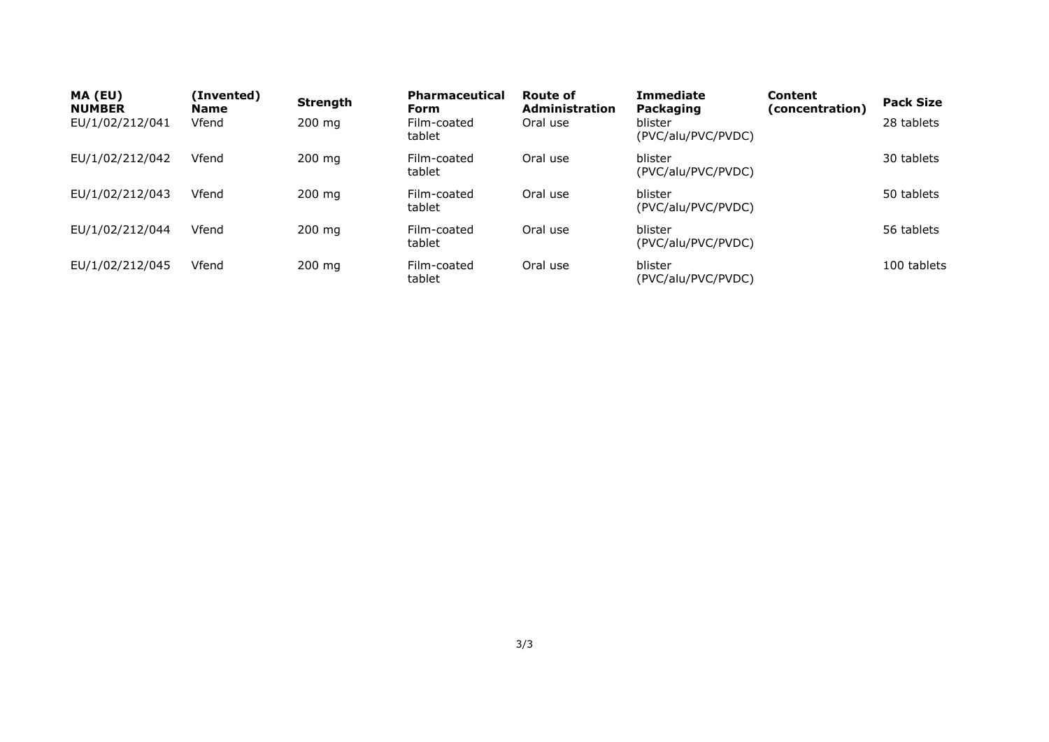| MA (EU) NUMBER | (Invented) Name | Strength | Pharmaceutical Form | Route of Administration | Immediate Packaging | Content (concentration) | Pack Size |
|---|---|---|---|---|---|---|---|
| EU/1/02/212/041 | Vfend | 200 mg | Film-coated tablet | Oral use | blister (PVC/alu/PVC/PVDC) | | 28 tablets |
| EU/1/02/212/042 | Vfend | 200 mg | Film-coated tablet | Oral use | blister (PVC/alu/PVC/PVDC) | | 30 tablets |
| EU/1/02/212/043 | Vfend | 200 mg | Film-coated tablet | Oral use | blister (PVC/alu/PVC/PVDC) | | 50 tablets |
| EU/1/02/212/044 | Vfend | 200 mg | Film-coated tablet | Oral use | blister (PVC/alu/PVC/PVDC) | | 56 tablets |
| EU/1/02/212/045 | Vfend | 200 mg | Film-coated tablet | Oral use | blister (PVC/alu/PVC/PVDC) | | 100 tablets |